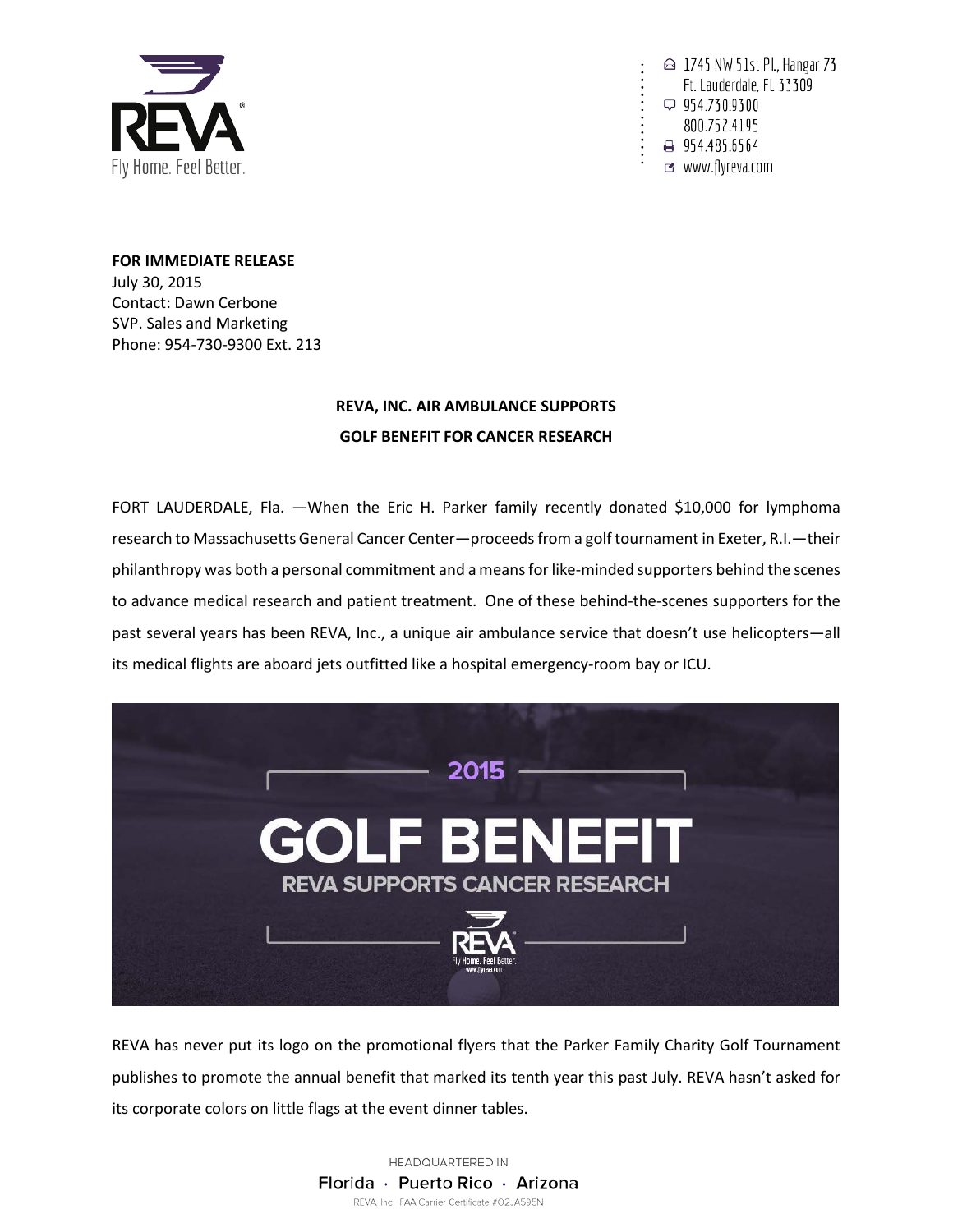1745 NW 51st Pl, Hangar 73
Ft. Lauderdale, FL 33309
954.730.9300
800.752.4195
954.485.5564
www.flyreva.com

**FOR IMMEDIATE RELEASE**
July 30, 2015
Contact: Dawn Cerbone
SVP. Sales and Marketing
Phone: 954-730-9300 Ext. 213

**REVA, INC. AIR AMBULANCE SUPPORTS GOLF BENEFIT FOR CANCER RESEARCH**

FORT LAUDERDALE, Fla. —When the Eric H. Parker family recently donated $10,000 for lymphoma research to Massachusetts General Cancer Center—proceeds from a golf tournament in Exeter, R.I.—their philanthropy was both a personal commitment and a means for like-minded supporters behind the scenes to advance medical research and patient treatment. One of these behind-the-scenes supporters for the past several years has been REVA, Inc., a unique air ambulance service that doesn't use helicopters—all its medical flights are aboard jets outfitted like a hospital emergency-room bay or ICU.

2015 GOLF BENEFIT
REVA SUPPORTS CANCER RESEARCH

REVA has never put its logo on the promotional flyers that the Parker Family Charity Golf Tournament publishes to promote the annual benefit that marked its tenth year this past July. REVA hasn't asked for its corporate colors on little flags at the event dinner tables.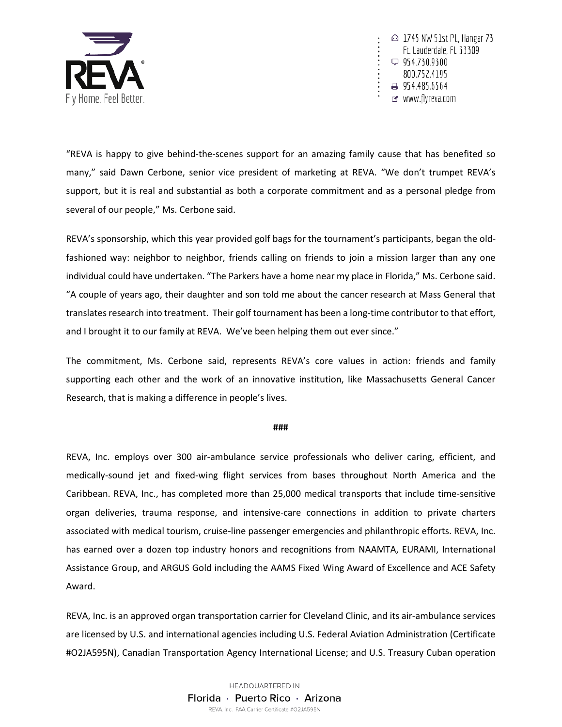"REVA is happy to give behind-the-scenes support for an amazing family cause that has benefited so many," said Dawn Cerbone, senior vice president of marketing at REVA. "We don't trumpet REVA's support, but it is real and substantial as both a corporate commitment and as a personal pledge from several of our people," Ms. Cerbone said.

REVA's sponsorship, which this year provided golf bags for the tournament's participants, began the old-fashioned way: neighbor to neighbor, friends calling on friends to join a mission larger than any one individual could have undertaken. "The Parkers have a home near my place in Florida," Ms. Cerbone said. "A couple of years ago, their daughter and son told me about the cancer research at Mass General that translates research into treatment. Their golf tournament has been a long-time contributor to that effort, and I brought it to our family at REVA. We've been helping them out ever since."

The commitment, Ms. Cerbone said, represents REVA's core values in action: friends and family supporting each other and the work of an innovative institution, like Massachusetts General Cancer Research, that is making a difference in people's lives.

###

REVA, Inc. employs over 300 air-ambulance service professionals who deliver caring, efficient, and medically-sound jet and fixed-wing flight services from bases throughout North America and the Caribbean. REVA, Inc., has completed more than 25,000 medical transports that include time-sensitive organ deliveries, trauma response, and intensive-care connections in addition to private charters associated with medical tourism, cruise-line passenger emergencies and philanthropic efforts. REVA, Inc. has earned over a dozen top industry honors and recognitions from NAAMTA, EURAMI, International Assistance Group, and ARGUS Gold including the AAMS Fixed Wing Award of Excellence and ACE Safety Award.

REVA, Inc. is an approved organ transportation carrier for Cleveland Clinic, and its air-ambulance services are licensed by U.S. and international agencies including U.S. Federal Aviation Administration (Certificate #O2JA595N), Canadian Transportation Agency International License; and U.S. Treasury Cuban operation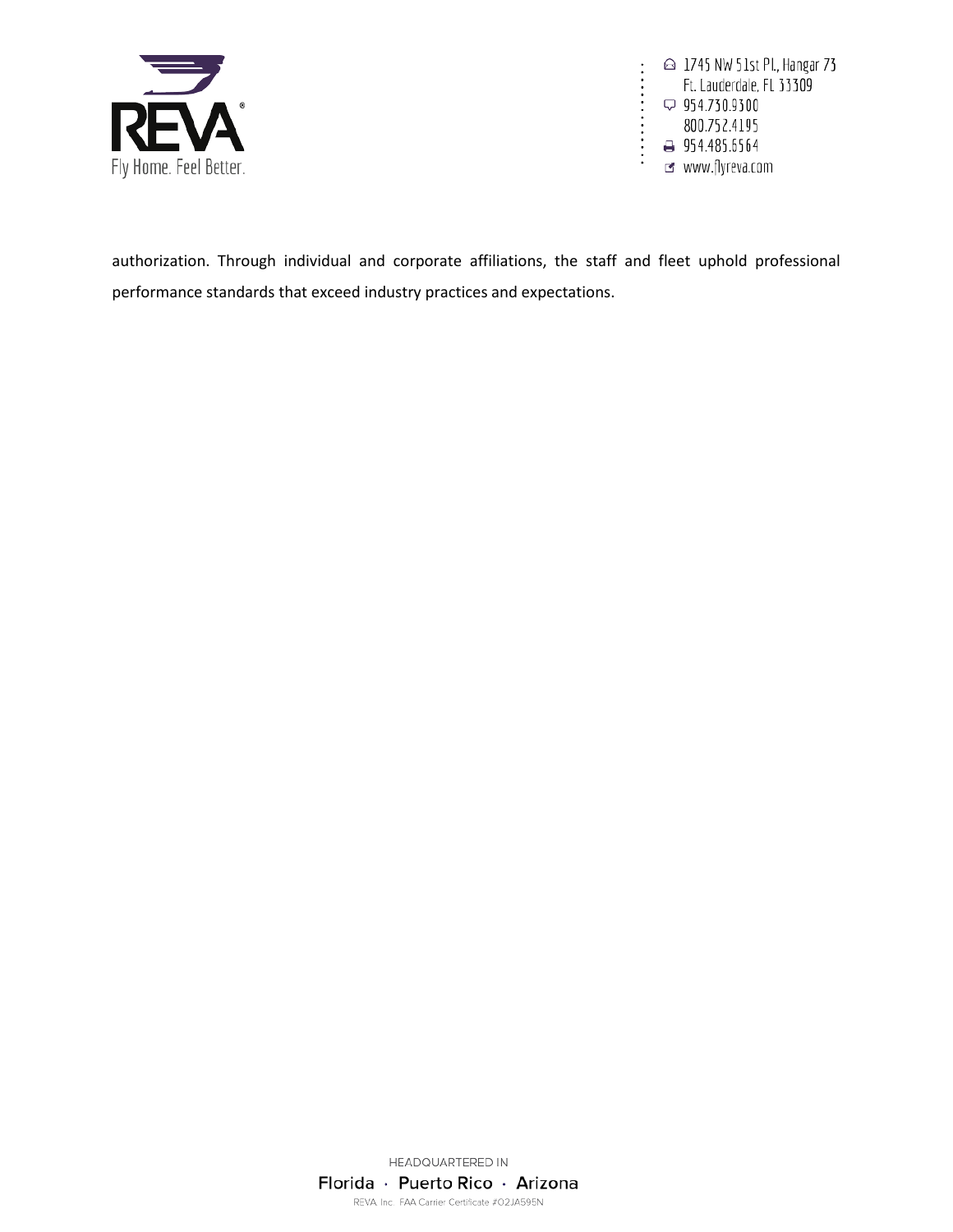authorization. Through individual and corporate affiliations, the staff and fleet uphold professional performance standards that exceed industry practices and expectations.